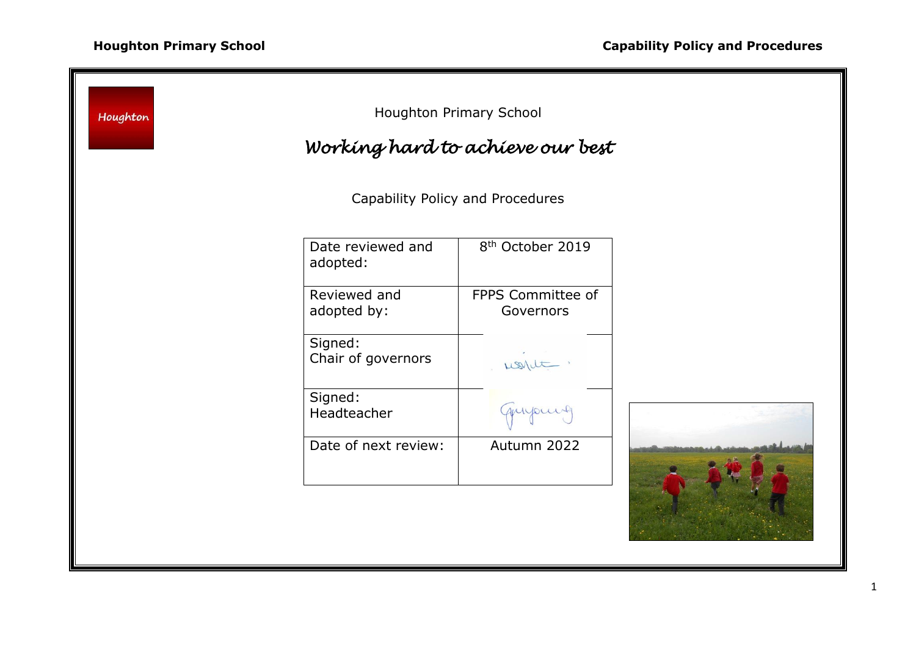Houghton

Houghton Primary School

*Working hard to achieve our best*

Capability Policy and Procedures

| Date reviewed and adopted: | 8th October 2019 |
| --- | --- |
| Reviewed and adopted by: | FPPS Committee of Governors |
| Signed: Chair of governors | |
| Signed: Headteacher | |
| Date of next review: | Autumn 2022 |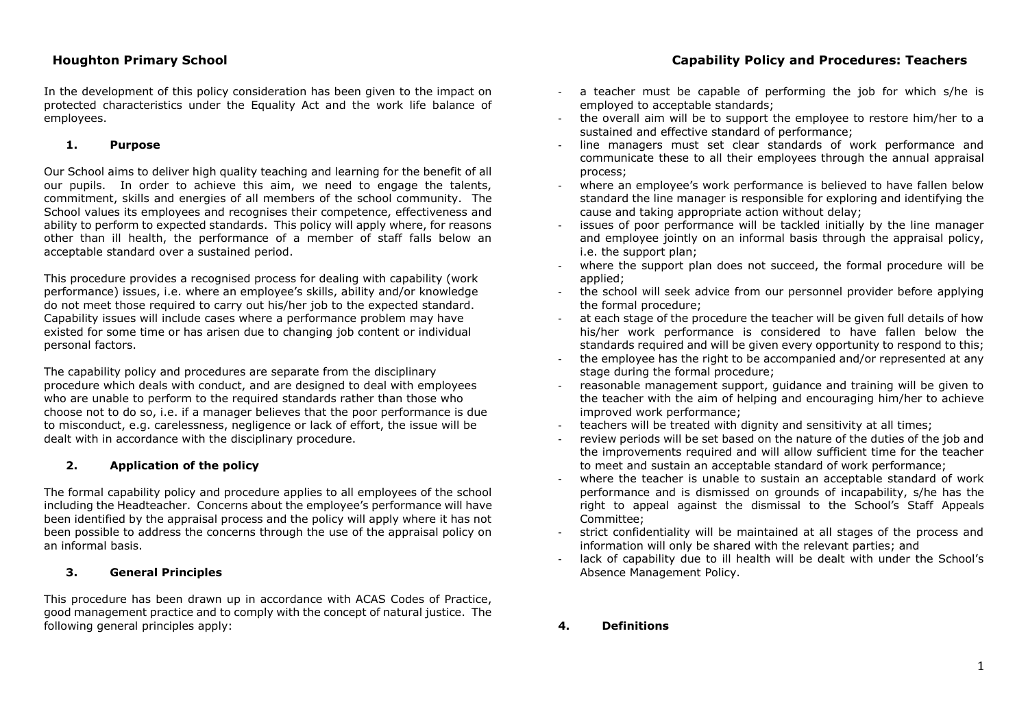In the development of this policy consideration has been given to the impact on protected characteristics under the Equality Act and the work life balance of employees.

## 1. Purpose

Our School aims to deliver high quality teaching and learning for the benefit of all our pupils. In order to achieve this aim, we need to engage the talents, commitment, skills and energies of all members of the school community. The School values its employees and recognises their competence, effectiveness and ability to perform to expected standards. This policy will apply where, for reasons other than ill health, the performance of a member of staff falls below an acceptable standard over a sustained period.

This procedure provides a recognised process for dealing with capability (work performance) issues, i.e. where an employee's skills, ability and/or knowledge do not meet those required to carry out his/her job to the expected standard. Capability issues will include cases where a performance problem may have existed for some time or has arisen due to changing job content or individual personal factors.

The capability policy and procedures are separate from the disciplinary procedure which deals with conduct, and are designed to deal with employees who are unable to perform to the required standards rather than those who choose not to do so, i.e. if a manager believes that the poor performance is due to misconduct, e.g. carelessness, negligence or lack of effort, the issue will be dealt with in accordance with the disciplinary procedure.

## 2. Application of the policy

The formal capability policy and procedure applies to all employees of the school including the Headteacher. Concerns about the employee's performance will have been identified by the appraisal process and the policy will apply where it has not been possible to address the concerns through the use of the appraisal policy on an informal basis.

## 3. General Principles

This procedure has been drawn up in accordance with ACAS Codes of Practice, good management practice and to comply with the concept of natural justice. The following general principles apply:

- a teacher must be capable of performing the job for which s/he is employed to acceptable standards;
- the overall aim will be to support the employee to restore him/her to a sustained and effective standard of performance;
- line managers must set clear standards of work performance and communicate these to all their employees through the annual appraisal process;
- where an employee's work performance is believed to have fallen below standard the line manager is responsible for exploring and identifying the cause and taking appropriate action without delay;
- issues of poor performance will be tackled initially by the line manager and employee jointly on an informal basis through the appraisal policy, i.e. the support plan;
- where the support plan does not succeed, the formal procedure will be applied;
- the school will seek advice from our personnel provider before applying the formal procedure;
- at each stage of the procedure the teacher will be given full details of how his/her work performance is considered to have fallen below the standards required and will be given every opportunity to respond to this;
- the employee has the right to be accompanied and/or represented at any stage during the formal procedure;
- reasonable management support, guidance and training will be given to the teacher with the aim of helping and encouraging him/her to achieve improved work performance;
- teachers will be treated with dignity and sensitivity at all times;
- review periods will be set based on the nature of the duties of the job and the improvements required and will allow sufficient time for the teacher to meet and sustain an acceptable standard of work performance;
- where the teacher is unable to sustain an acceptable standard of work performance and is dismissed on grounds of incapability, s/he has the right to appeal against the dismissal to the School's Staff Appeals Committee;
- strict confidentiality will be maintained at all stages of the process and information will only be shared with the relevant parties; and
- lack of capability due to ill health will be dealt with under the School's Absence Management Policy.

## 4. Definitions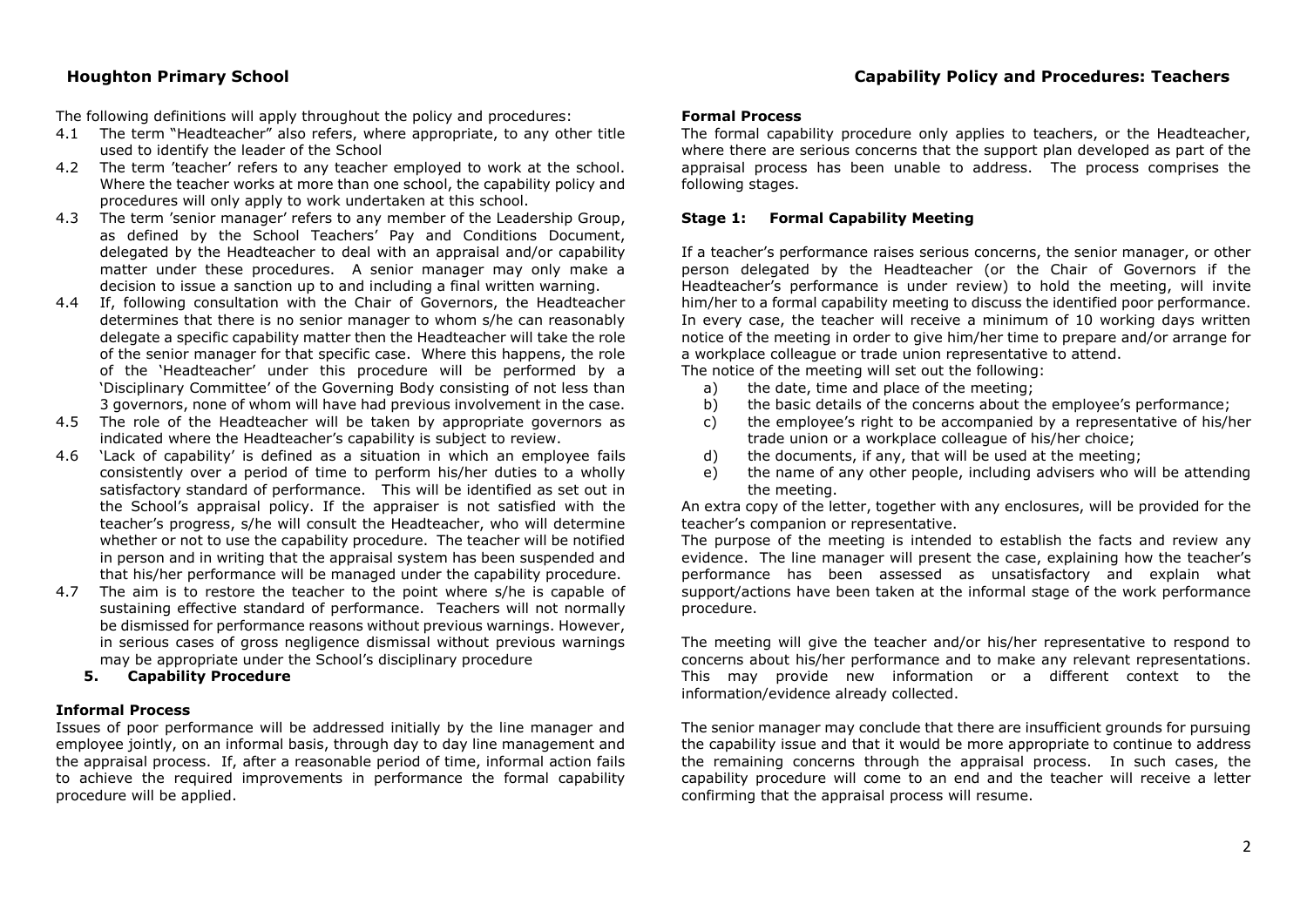The following definitions will apply throughout the policy and procedures:

4.1 The term "Headteacher" also refers, where appropriate, to any other title used to identify the leader of the School

4.2 The term 'teacher' refers to any teacher employed to work at the school. Where the teacher works at more than one school, the capability policy and procedures will only apply to work undertaken at this school.

4.3 The term 'senior manager' refers to any member of the Leadership Group, as defined by the School Teachers' Pay and Conditions Document, delegated by the Headteacher to deal with an appraisal and/or capability matter under these procedures. A senior manager may only make a decision to issue a sanction up to and including a final written warning.

4.4 If, following consultation with the Chair of Governors, the Headteacher determines that there is no senior manager to whom s/he can reasonably delegate a specific capability matter then the Headteacher will take the role of the senior manager for that specific case. Where this happens, the role of the 'Headteacher' under this procedure will be performed by a 'Disciplinary Committee' of the Governing Body consisting of not less than 3 governors, none of whom will have had previous involvement in the case.

4.5 The role of the Headteacher will be taken by appropriate governors as indicated where the Headteacher's capability is subject to review.

4.6 'Lack of capability' is defined as a situation in which an employee fails consistently over a period of time to perform his/her duties to a wholly satisfactory standard of performance. This will be identified as set out in the School's appraisal policy. If the appraiser is not satisfied with the teacher's progress, s/he will consult the Headteacher, who will determine whether or not to use the capability procedure. The teacher will be notified in person and in writing that the appraisal system has been suspended and that his/her performance will be managed under the capability procedure.

4.7 The aim is to restore the teacher to the point where s/he is capable of sustaining effective standard of performance. Teachers will not normally be dismissed for performance reasons without previous warnings. However, in serious cases of gross negligence dismissal without previous warnings may be appropriate under the School's disciplinary procedure

## 5. Capability Procedure

### Informal Process

Issues of poor performance will be addressed initially by the line manager and employee jointly, on an informal basis, through day to day line management and the appraisal process. If, after a reasonable period of time, informal action fails to achieve the required improvements in performance the formal capability procedure will be applied.

### Formal Process

The formal capability procedure only applies to teachers, or the Headteacher, where there are serious concerns that the support plan developed as part of the appraisal process has been unable to address. The process comprises the following stages.

### Stage 1: Formal Capability Meeting

If a teacher's performance raises serious concerns, the senior manager, or other person delegated by the Headteacher (or the Chair of Governors if the Headteacher's performance is under review) to hold the meeting, will invite him/her to a formal capability meeting to discuss the identified poor performance. In every case, the teacher will receive a minimum of 10 working days written notice of the meeting in order to give him/her time to prepare and/or arrange for a workplace colleague or trade union representative to attend.

The notice of the meeting will set out the following:

a) the date, time and place of the meeting;
b) the basic details of the concerns about the employee's performance;
c) the employee's right to be accompanied by a representative of his/her trade union or a workplace colleague of his/her choice;
d) the documents, if any, that will be used at the meeting;
e) the name of any other people, including advisers who will be attending the meeting.

An extra copy of the letter, together with any enclosures, will be provided for the teacher's companion or representative.

The purpose of the meeting is intended to establish the facts and review any evidence. The line manager will present the case, explaining how the teacher's performance has been assessed as unsatisfactory and explain what support/actions have been taken at the informal stage of the work performance procedure.

The meeting will give the teacher and/or his/her representative to respond to concerns about his/her performance and to make any relevant representations. This may provide new information or a different context to the information/evidence already collected.

The senior manager may conclude that there are insufficient grounds for pursuing the capability issue and that it would be more appropriate to continue to address the remaining concerns through the appraisal process. In such cases, the capability procedure will come to an end and the teacher will receive a letter confirming that the appraisal process will resume.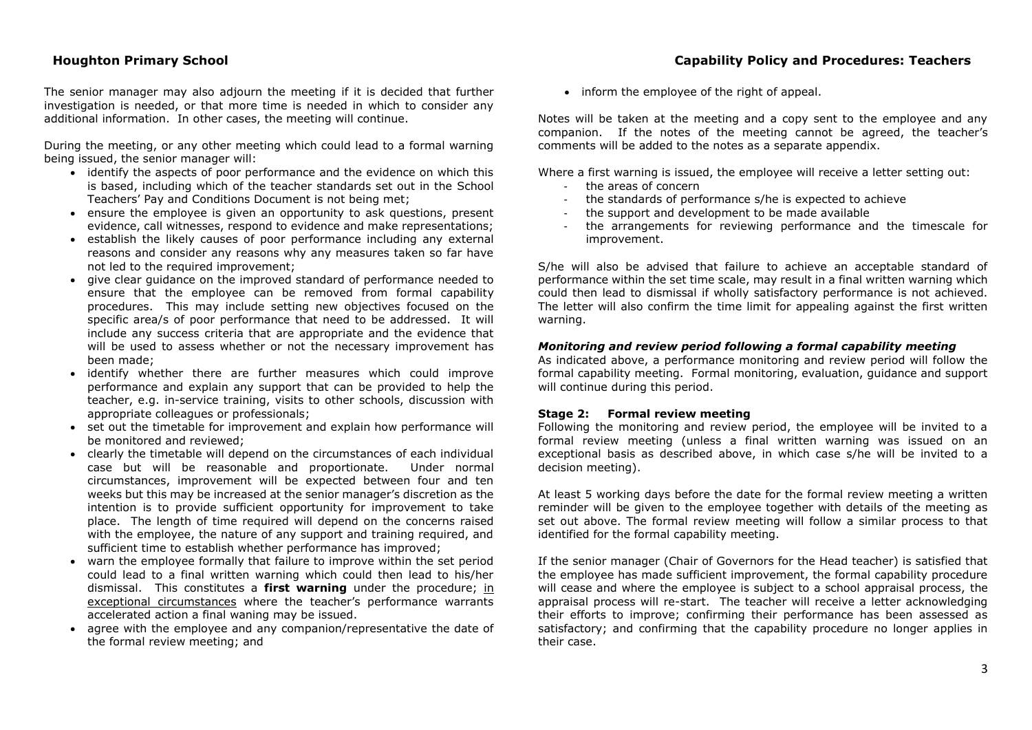The senior manager may also adjourn the meeting if it is decided that further investigation is needed, or that more time is needed in which to consider any additional information. In other cases, the meeting will continue.

During the meeting, or any other meeting which could lead to a formal warning being issued, the senior manager will:

- identify the aspects of poor performance and the evidence on which this is based, including which of the teacher standards set out in the School Teachers' Pay and Conditions Document is not being met;
- ensure the employee is given an opportunity to ask questions, present evidence, call witnesses, respond to evidence and make representations;
- establish the likely causes of poor performance including any external reasons and consider any reasons why any measures taken so far have not led to the required improvement;
- give clear guidance on the improved standard of performance needed to ensure that the employee can be removed from formal capability procedures. This may include setting new objectives focused on the specific area/s of poor performance that need to be addressed. It will include any success criteria that are appropriate and the evidence that will be used to assess whether or not the necessary improvement has been made;
- identify whether there are further measures which could improve performance and explain any support that can be provided to help the teacher, e.g. in-service training, visits to other schools, discussion with appropriate colleagues or professionals;
- set out the timetable for improvement and explain how performance will be monitored and reviewed;
- clearly the timetable will depend on the circumstances of each individual case but will be reasonable and proportionate. Under normal circumstances, improvement will be expected between four and ten weeks but this may be increased at the senior manager's discretion as the intention is to provide sufficient opportunity for improvement to take place. The length of time required will depend on the concerns raised with the employee, the nature of any support and training required, and sufficient time to establish whether performance has improved;
- warn the employee formally that failure to improve within the set period could lead to a final written warning which could then lead to his/her dismissal. This constitutes a **first warning** under the procedure; <u>in exceptional circumstances</u> where the teacher's performance warrants accelerated action a final waning may be issued.
- agree with the employee and any companion/representative the date of the formal review meeting; and
- inform the employee of the right of appeal.

Notes will be taken at the meeting and a copy sent to the employee and any companion. If the notes of the meeting cannot be agreed, the teacher's comments will be added to the notes as a separate appendix.

Where a first warning is issued, the employee will receive a letter setting out:

- the areas of concern
- the standards of performance s/he is expected to achieve
- the support and development to be made available
- the arrangements for reviewing performance and the timescale for improvement.

S/he will also be advised that failure to achieve an acceptable standard of performance within the set time scale, may result in a final written warning which could then lead to dismissal if wholly satisfactory performance is not achieved. The letter will also confirm the time limit for appealing against the first written warning.

### *Monitoring and review period following a formal capability meeting*

As indicated above, a performance monitoring and review period will follow the formal capability meeting. Formal monitoring, evaluation, guidance and support will continue during this period.

### Stage 2: Formal review meeting

Following the monitoring and review period, the employee will be invited to a formal review meeting (unless a final written warning was issued on an exceptional basis as described above, in which case s/he will be invited to a decision meeting).

At least 5 working days before the date for the formal review meeting a written reminder will be given to the employee together with details of the meeting as set out above. The formal review meeting will follow a similar process to that identified for the formal capability meeting.

If the senior manager (Chair of Governors for the Head teacher) is satisfied that the employee has made sufficient improvement, the formal capability procedure will cease and where the employee is subject to a school appraisal process, the appraisal process will re-start. The teacher will receive a letter acknowledging their efforts to improve; confirming their performance has been assessed as satisfactory; and confirming that the capability procedure no longer applies in their case.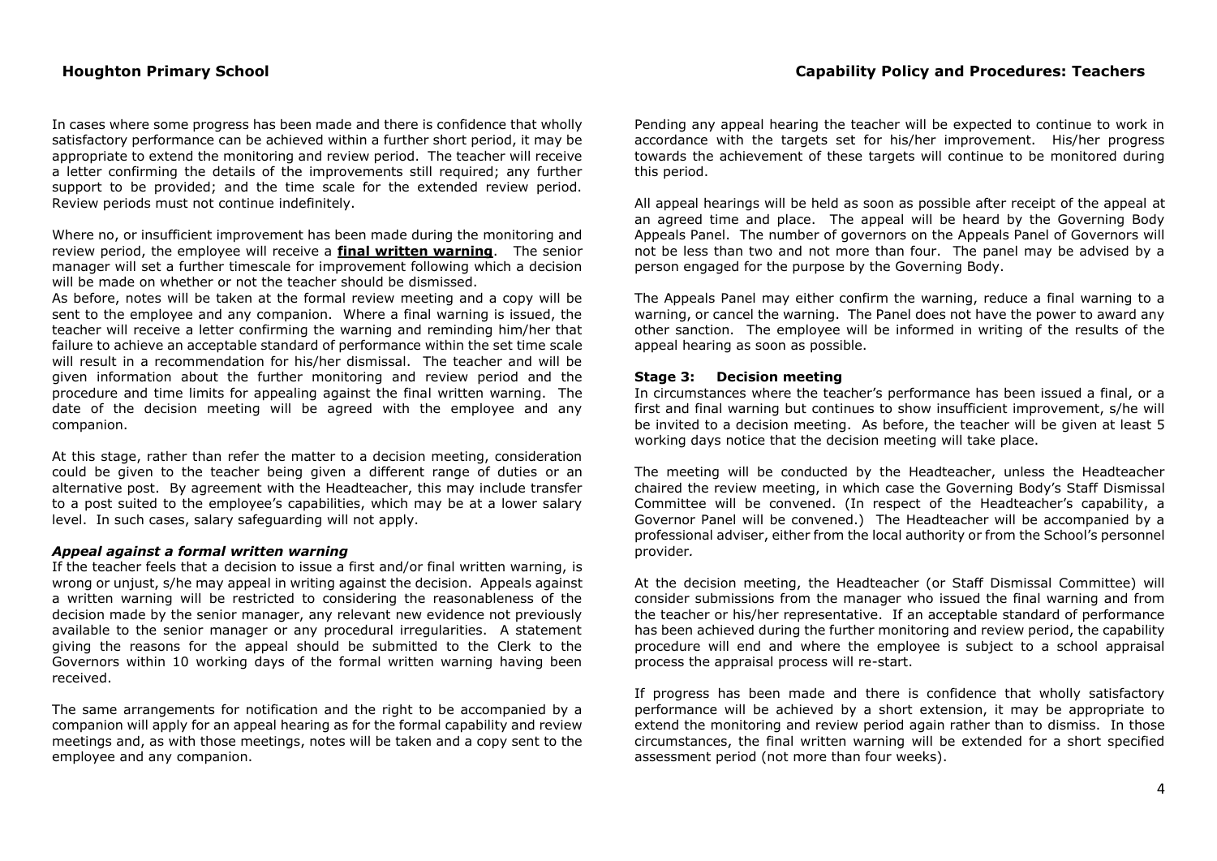In cases where some progress has been made and there is confidence that wholly satisfactory performance can be achieved within a further short period, it may be appropriate to extend the monitoring and review period. The teacher will receive a letter confirming the details of the improvements still required; any further support to be provided; and the time scale for the extended review period. Review periods must not continue indefinitely.

Where no, or insufficient improvement has been made during the monitoring and review period, the employee will receive a **final written warning**. The senior manager will set a further timescale for improvement following which a decision will be made on whether or not the teacher should be dismissed.

As before, notes will be taken at the formal review meeting and a copy will be sent to the employee and any companion. Where a final warning is issued, the teacher will receive a letter confirming the warning and reminding him/her that failure to achieve an acceptable standard of performance within the set time scale will result in a recommendation for his/her dismissal. The teacher and will be given information about the further monitoring and review period and the procedure and time limits for appealing against the final written warning. The date of the decision meeting will be agreed with the employee and any companion.

At this stage, rather than refer the matter to a decision meeting, consideration could be given to the teacher being given a different range of duties or an alternative post. By agreement with the Headteacher, this may include transfer to a post suited to the employee's capabilities, which may be at a lower salary level. In such cases, salary safeguarding will not apply.

***Appeal against a formal written warning***

If the teacher feels that a decision to issue a first and/or final written warning, is wrong or unjust, s/he may appeal in writing against the decision. Appeals against a written warning will be restricted to considering the reasonableness of the decision made by the senior manager, any relevant new evidence not previously available to the senior manager or any procedural irregularities. A statement giving the reasons for the appeal should be submitted to the Clerk to the Governors within 10 working days of the formal written warning having been received.

The same arrangements for notification and the right to be accompanied by a companion will apply for an appeal hearing as for the formal capability and review meetings and, as with those meetings, notes will be taken and a copy sent to the employee and any companion.

Pending any appeal hearing the teacher will be expected to continue to work in accordance with the targets set for his/her improvement. His/her progress towards the achievement of these targets will continue to be monitored during this period.

All appeal hearings will be held as soon as possible after receipt of the appeal at an agreed time and place. The appeal will be heard by the Governing Body Appeals Panel. The number of governors on the Appeals Panel of Governors will not be less than two and not more than four. The panel may be advised by a person engaged for the purpose by the Governing Body.

The Appeals Panel may either confirm the warning, reduce a final warning to a warning, or cancel the warning. The Panel does not have the power to award any other sanction. The employee will be informed in writing of the results of the appeal hearing as soon as possible.

**Stage 3: Decision meeting**

In circumstances where the teacher's performance has been issued a final, or a first and final warning but continues to show insufficient improvement, s/he will be invited to a decision meeting. As before, the teacher will be given at least 5 working days notice that the decision meeting will take place.

The meeting will be conducted by the Headteacher, unless the Headteacher chaired the review meeting, in which case the Governing Body's Staff Dismissal Committee will be convened. (In respect of the Headteacher's capability, a Governor Panel will be convened.) The Headteacher will be accompanied by a professional adviser, either from the local authority or from the School's personnel provider.

At the decision meeting, the Headteacher (or Staff Dismissal Committee) will consider submissions from the manager who issued the final warning and from the teacher or his/her representative. If an acceptable standard of performance has been achieved during the further monitoring and review period, the capability procedure will end and where the employee is subject to a school appraisal process the appraisal process will re-start.

If progress has been made and there is confidence that wholly satisfactory performance will be achieved by a short extension, it may be appropriate to extend the monitoring and review period again rather than to dismiss. In those circumstances, the final written warning will be extended for a short specified assessment period (not more than four weeks).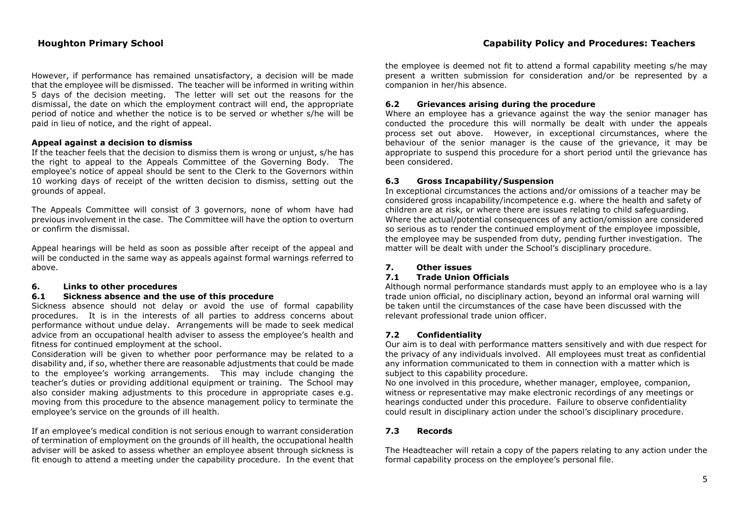However, if performance has remained unsatisfactory, a decision will be made that the employee will be dismissed. The teacher will be informed in writing within 5 days of the decision meeting. The letter will set out the reasons for the dismissal, the date on which the employment contract will end, the appropriate period of notice and whether the notice is to be served or whether s/he will be paid in lieu of notice, and the right of appeal.

**Appeal against a decision to dismiss**

If the teacher feels that the decision to dismiss them is wrong or unjust, s/he has the right to appeal to the Appeals Committee of the Governing Body. The employee's notice of appeal should be sent to the Clerk to the Governors within 10 working days of receipt of the written decision to dismiss, setting out the grounds of appeal.

The Appeals Committee will consist of 3 governors, none of whom have had previous involvement in the case. The Committee will have the option to overturn or confirm the dismissal.

Appeal hearings will be held as soon as possible after receipt of the appeal and will be conducted in the same way as appeals against formal warnings referred to above.

## 6. Links to other procedures

### 6.1 Sickness absence and the use of this procedure

Sickness absence should not delay or avoid the use of formal capability procedures. It is in the interests of all parties to address concerns about performance without undue delay. Arrangements will be made to seek medical advice from an occupational health adviser to assess the employee's health and fitness for continued employment at the school.

Consideration will be given to whether poor performance may be related to a disability and, if so, whether there are reasonable adjustments that could be made to the employee's working arrangements. This may include changing the teacher's duties or providing additional equipment or training. The School may also consider making adjustments to this procedure in appropriate cases e.g. moving from this procedure to the absence management policy to terminate the employee's service on the grounds of ill health.

If an employee's medical condition is not serious enough to warrant consideration of termination of employment on the grounds of ill health, the occupational health adviser will be asked to assess whether an employee absent through sickness is fit enough to attend a meeting under the capability procedure. In the event that the employee is deemed not fit to attend a formal capability meeting s/he may present a written submission for consideration and/or be represented by a companion in her/his absence.

### 6.2 Grievances arising during the procedure

Where an employee has a grievance against the way the senior manager has conducted the procedure this will normally be dealt with under the appeals process set out above. However, in exceptional circumstances, where the behaviour of the senior manager is the cause of the grievance, it may be appropriate to suspend this procedure for a short period until the grievance has been considered.

### 6.3 Gross Incapability/Suspension

In exceptional circumstances the actions and/or omissions of a teacher may be considered gross incapability/incompetence e.g. where the health and safety of children are at risk, or where there are issues relating to child safeguarding. Where the actual/potential consequences of any action/omission are considered so serious as to render the continued employment of the employee impossible, the employee may be suspended from duty, pending further investigation. The matter will be dealt with under the School's disciplinary procedure.

## 7. Other issues

### 7.1 Trade Union Officials

Although normal performance standards must apply to an employee who is a lay trade union official, no disciplinary action, beyond an informal oral warning will be taken until the circumstances of the case have been discussed with the relevant professional trade union officer.

### 7.2 Confidentiality

Our aim is to deal with performance matters sensitively and with due respect for the privacy of any individuals involved. All employees must treat as confidential any information communicated to them in connection with a matter which is subject to this capability procedure.

No one involved in this procedure, whether manager, employee, companion, witness or representative may make electronic recordings of any meetings or hearings conducted under this procedure. Failure to observe confidentiality could result in disciplinary action under the school's disciplinary procedure.

### 7.3 Records

The Headteacher will retain a copy of the papers relating to any action under the formal capability process on the employee's personal file.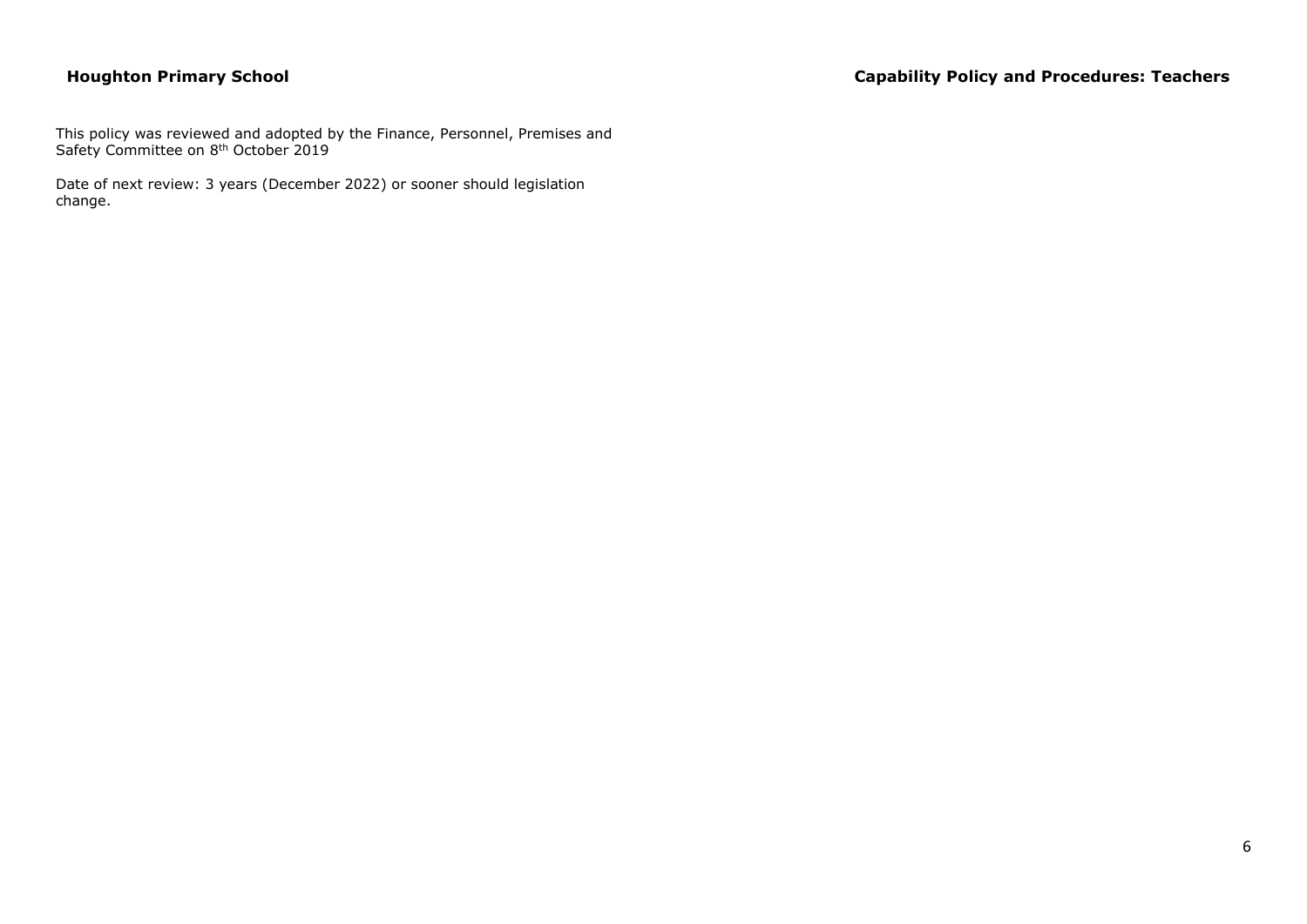This policy was reviewed and adopted by the Finance, Personnel, Premises and Safety Committee on 8th October 2019

Date of next review: 3 years (December 2022) or sooner should legislation change.